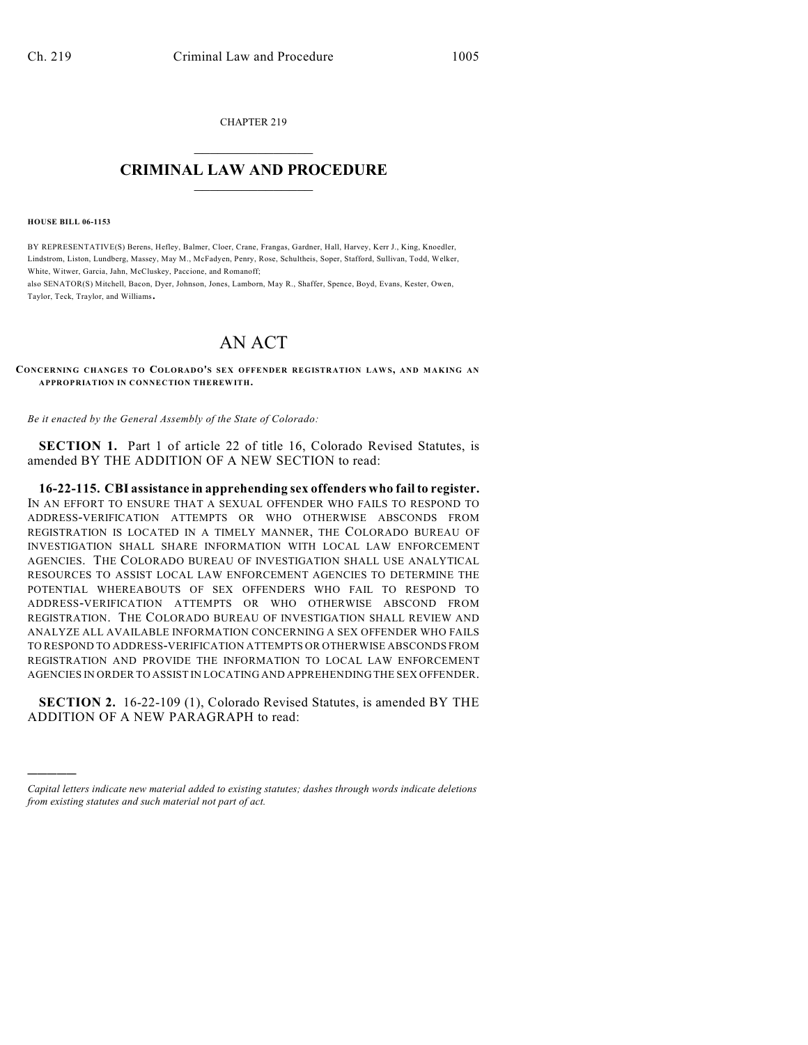CHAPTER 219

# CRIMINAL LAW AND PROCEDURE

**HOUSE BILL 06-1153**

BY REPRESENTATIVE(S) Berens, Hefley, Balmer, Cloer, Crane, Frangas, Gardner, Hall, Harvey, Kerr J., King, Knoedler, Lindstrom, Liston, Lundberg, Massey, May M., McFadyen, Penry, Rose, Schultheis, Soper, Stafford, Sullivan, Todd, Welker, White, Witwer, Garcia, Jahn, McCluskey, Paccione, and Romanoff;
also SENATOR(S) Mitchell, Bacon, Dyer, Johnson, Jones, Lamborn, May R., Shaffer, Spence, Boyd, Evans, Kester, Owen, Taylor, Teck, Traylor, and Williams.

# AN ACT

**CONCERNING CHANGES TO COLORADO'S SEX OFFENDER REGISTRATION LAWS, AND MAKING AN APPROPRIATION IN CONNECTION THEREWITH.**

*Be it enacted by the General Assembly of the State of Colorado:*

**SECTION 1.** Part 1 of article 22 of title 16, Colorado Revised Statutes, is amended BY THE ADDITION OF A NEW SECTION to read:

**16-22-115. CBI assistance in apprehending sex offenders who fail to register.** IN AN EFFORT TO ENSURE THAT A SEXUAL OFFENDER WHO FAILS TO RESPOND TO ADDRESS-VERIFICATION ATTEMPTS OR WHO OTHERWISE ABSCONDS FROM REGISTRATION IS LOCATED IN A TIMELY MANNER, THE COLORADO BUREAU OF INVESTIGATION SHALL SHARE INFORMATION WITH LOCAL LAW ENFORCEMENT AGENCIES. THE COLORADO BUREAU OF INVESTIGATION SHALL USE ANALYTICAL RESOURCES TO ASSIST LOCAL LAW ENFORCEMENT AGENCIES TO DETERMINE THE POTENTIAL WHEREABOUTS OF SEX OFFENDERS WHO FAIL TO RESPOND TO ADDRESS-VERIFICATION ATTEMPTS OR WHO OTHERWISE ABSCOND FROM REGISTRATION. THE COLORADO BUREAU OF INVESTIGATION SHALL REVIEW AND ANALYZE ALL AVAILABLE INFORMATION CONCERNING A SEX OFFENDER WHO FAILS TO RESPOND TO ADDRESS-VERIFICATION ATTEMPTS OR OTHERWISE ABSCONDS FROM REGISTRATION AND PROVIDE THE INFORMATION TO LOCAL LAW ENFORCEMENT AGENCIES IN ORDER TO ASSIST IN LOCATING AND APPREHENDING THE SEX OFFENDER.

**SECTION 2.** 16-22-109 (1), Colorado Revised Statutes, is amended BY THE ADDITION OF A NEW PARAGRAPH to read:

---

*Capital letters indicate new material added to existing statutes; dashes through words indicate deletions from existing statutes and such material not part of act.*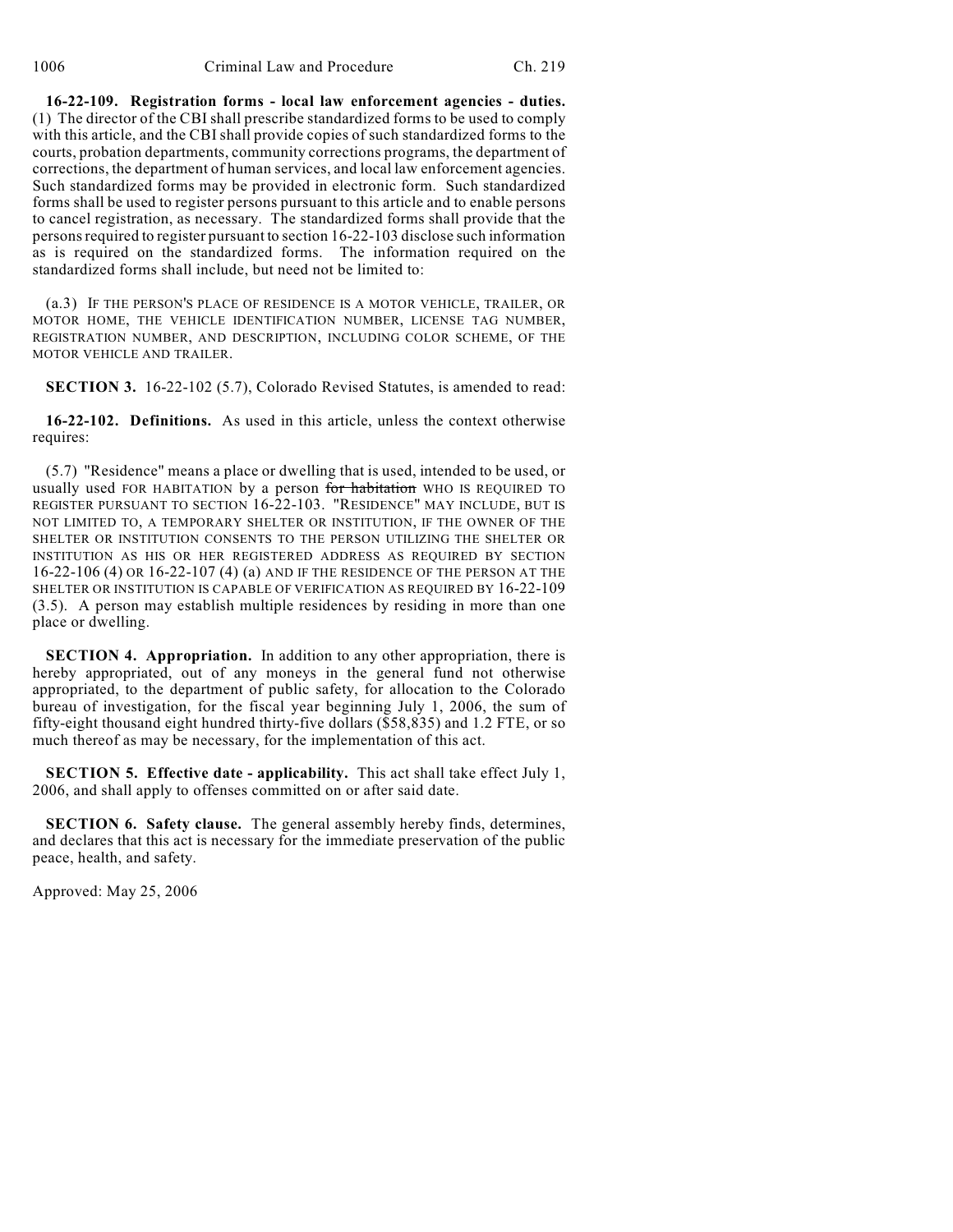**16-22-109. Registration forms - local law enforcement agencies - duties.** (1) The director of the CBI shall prescribe standardized forms to be used to comply with this article, and the CBI shall provide copies of such standardized forms to the courts, probation departments, community corrections programs, the department of corrections, the department of human services, and local law enforcement agencies. Such standardized forms may be provided in electronic form. Such standardized forms shall be used to register persons pursuant to this article and to enable persons to cancel registration, as necessary. The standardized forms shall provide that the persons required to register pursuant to section 16-22-103 disclose such information as is required on the standardized forms. The information required on the standardized forms shall include, but need not be limited to:

(a.3) IF THE PERSON'S PLACE OF RESIDENCE IS A MOTOR VEHICLE, TRAILER, OR MOTOR HOME, THE VEHICLE IDENTIFICATION NUMBER, LICENSE TAG NUMBER, REGISTRATION NUMBER, AND DESCRIPTION, INCLUDING COLOR SCHEME, OF THE MOTOR VEHICLE AND TRAILER.

**SECTION 3.** 16-22-102 (5.7), Colorado Revised Statutes, is amended to read:

**16-22-102. Definitions.** As used in this article, unless the context otherwise requires:

(5.7) "Residence" means a place or dwelling that is used, intended to be used, or usually used FOR HABITATION by a person ~~for habitation~~ WHO IS REQUIRED TO REGISTER PURSUANT TO SECTION 16-22-103. "RESIDENCE" MAY INCLUDE, BUT IS NOT LIMITED TO, A TEMPORARY SHELTER OR INSTITUTION, IF THE OWNER OF THE SHELTER OR INSTITUTION CONSENTS TO THE PERSON UTILIZING THE SHELTER OR INSTITUTION AS HIS OR HER REGISTERED ADDRESS AS REQUIRED BY SECTION 16-22-106 (4) OR 16-22-107 (4) (a) AND IF THE RESIDENCE OF THE PERSON AT THE SHELTER OR INSTITUTION IS CAPABLE OF VERIFICATION AS REQUIRED BY 16-22-109 (3.5). A person may establish multiple residences by residing in more than one place or dwelling.

**SECTION 4. Appropriation.** In addition to any other appropriation, there is hereby appropriated, out of any moneys in the general fund not otherwise appropriated, to the department of public safety, for allocation to the Colorado bureau of investigation, for the fiscal year beginning July 1, 2006, the sum of fifty-eight thousand eight hundred thirty-five dollars ($58,835) and 1.2 FTE, or so much thereof as may be necessary, for the implementation of this act.

**SECTION 5. Effective date - applicability.** This act shall take effect July 1, 2006, and shall apply to offenses committed on or after said date.

**SECTION 6. Safety clause.** The general assembly hereby finds, determines, and declares that this act is necessary for the immediate preservation of the public peace, health, and safety.

Approved: May 25, 2006